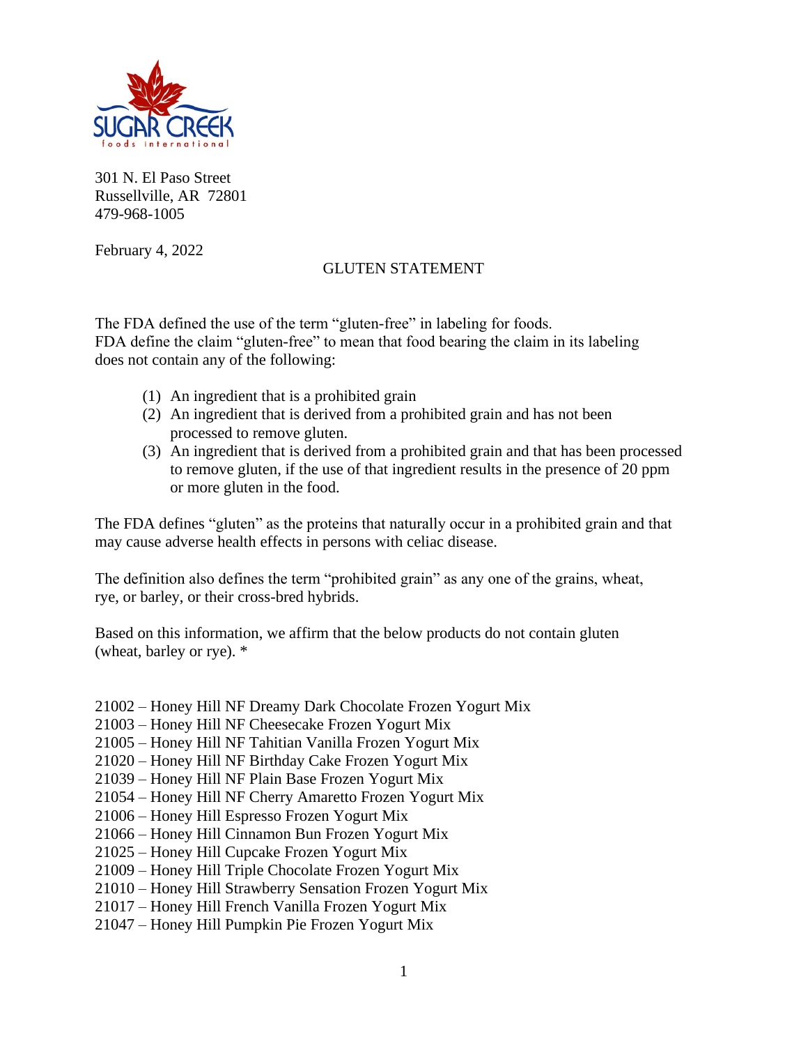SUGAR CREEK
foods international

301 N. El Paso Street
Russellville, AR 72801
479-968-1005

February 4, 2022

## GLUTEN STATEMENT

The FDA defined the use of the term "gluten-free" in labeling for foods.
FDA define the claim "gluten-free" to mean that food bearing the claim in its labeling does not contain any of the following:

(1) An ingredient that is a prohibited grain
(2) An ingredient that is derived from a prohibited grain and has not been processed to remove gluten.
(3) An ingredient that is derived from a prohibited grain and that has been processed to remove gluten, if the use of that ingredient results in the presence of 20 ppm or more gluten in the food.

The FDA defines "gluten" as the proteins that naturally occur in a prohibited grain and that may cause adverse health effects in persons with celiac disease.

The definition also defines the term "prohibited grain" as any one of the grains, wheat, rye, or barley, or their cross-bred hybrids.

Based on this information, we affirm that the below products do not contain gluten (wheat, barley or rye). *

21002 – Honey Hill NF Dreamy Dark Chocolate Frozen Yogurt Mix
21003 – Honey Hill NF Cheesecake Frozen Yogurt Mix
21005 – Honey Hill NF Tahitian Vanilla Frozen Yogurt Mix
21020 – Honey Hill NF Birthday Cake Frozen Yogurt Mix
21039 – Honey Hill NF Plain Base Frozen Yogurt Mix
21054 – Honey Hill NF Cherry Amaretto Frozen Yogurt Mix
21006 – Honey Hill Espresso Frozen Yogurt Mix
21066 – Honey Hill Cinnamon Bun Frozen Yogurt Mix
21025 – Honey Hill Cupcake Frozen Yogurt Mix
21009 – Honey Hill Triple Chocolate Frozen Yogurt Mix
21010 – Honey Hill Strawberry Sensation Frozen Yogurt Mix
21017 – Honey Hill French Vanilla Frozen Yogurt Mix
21047 – Honey Hill Pumpkin Pie Frozen Yogurt Mix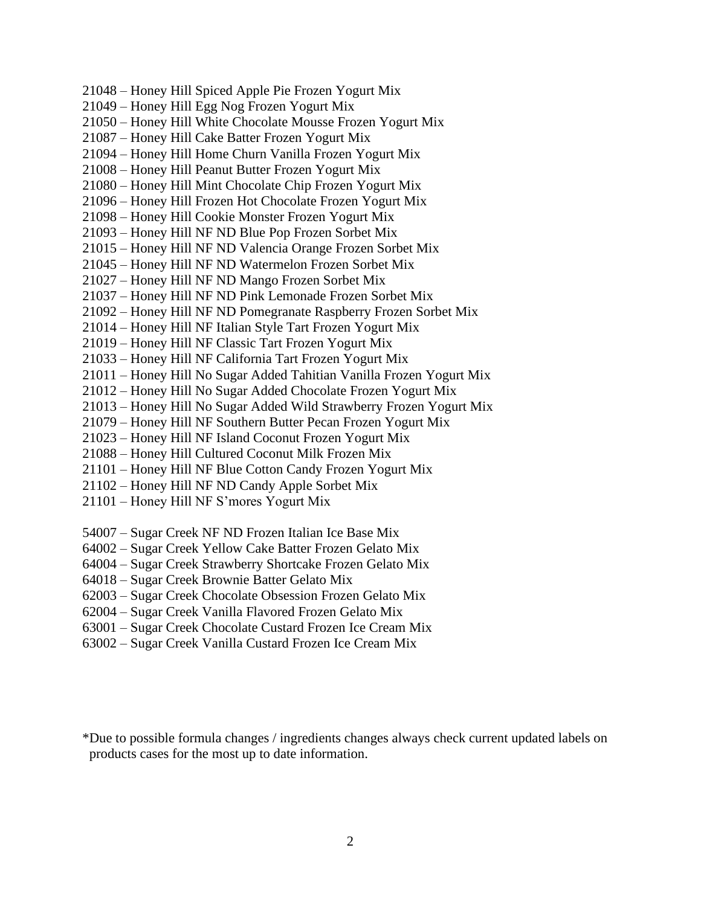21048 – Honey Hill Spiced Apple Pie Frozen Yogurt Mix
21049 – Honey Hill Egg Nog Frozen Yogurt Mix
21050 – Honey Hill White Chocolate Mousse Frozen Yogurt Mix
21087 – Honey Hill Cake Batter Frozen Yogurt Mix
21094 – Honey Hill Home Churn Vanilla Frozen Yogurt Mix
21008 – Honey Hill Peanut Butter Frozen Yogurt Mix
21080 – Honey Hill Mint Chocolate Chip Frozen Yogurt Mix
21096 – Honey Hill Frozen Hot Chocolate Frozen Yogurt Mix
21098 – Honey Hill Cookie Monster Frozen Yogurt Mix
21093 – Honey Hill NF ND Blue Pop Frozen Sorbet Mix
21015 – Honey Hill NF ND Valencia Orange Frozen Sorbet Mix
21045 – Honey Hill NF ND Watermelon Frozen Sorbet Mix
21027 – Honey Hill NF ND Mango Frozen Sorbet Mix
21037 – Honey Hill NF ND Pink Lemonade Frozen Sorbet Mix
21092 – Honey Hill NF ND Pomegranate Raspberry Frozen Sorbet Mix
21014 – Honey Hill NF Italian Style Tart Frozen Yogurt Mix
21019 – Honey Hill NF Classic Tart Frozen Yogurt Mix
21033 – Honey Hill NF California Tart Frozen Yogurt Mix
21011 – Honey Hill No Sugar Added Tahitian Vanilla Frozen Yogurt Mix
21012 – Honey Hill No Sugar Added Chocolate Frozen Yogurt Mix
21013 – Honey Hill No Sugar Added Wild Strawberry Frozen Yogurt Mix
21079 – Honey Hill NF Southern Butter Pecan Frozen Yogurt Mix
21023 – Honey Hill NF Island Coconut Frozen Yogurt Mix
21088 – Honey Hill Cultured Coconut Milk Frozen Mix
21101 – Honey Hill NF Blue Cotton Candy Frozen Yogurt Mix
21102 – Honey Hill NF ND Candy Apple Sorbet Mix
21101 – Honey Hill NF S'mores Yogurt Mix

54007 – Sugar Creek NF ND Frozen Italian Ice Base Mix
64002 – Sugar Creek Yellow Cake Batter Frozen Gelato Mix
64004 – Sugar Creek Strawberry Shortcake Frozen Gelato Mix
64018 – Sugar Creek Brownie Batter Gelato Mix
62003 – Sugar Creek Chocolate Obsession Frozen Gelato Mix
62004 – Sugar Creek Vanilla Flavored Frozen Gelato Mix
63001 – Sugar Creek Chocolate Custard Frozen Ice Cream Mix
63002 – Sugar Creek Vanilla Custard Frozen Ice Cream Mix

*Due to possible formula changes / ingredients changes always check current updated labels on products cases for the most up to date information.